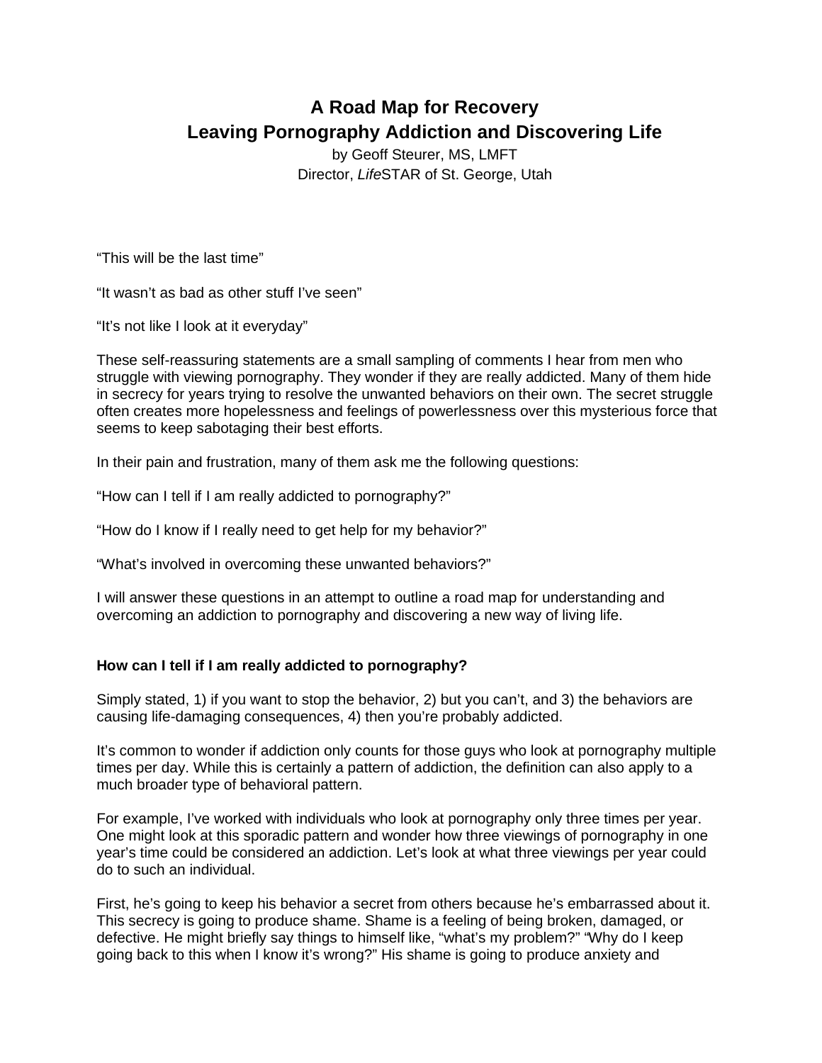# A Road Map for Recovery
# Leaving Pornography Addiction and Discovering Life

by Geoff Steurer, MS, LMFT
Director, *Life*STAR of St. George, Utah

"This will be the last time"

"It wasn't as bad as other stuff I've seen"

"It's not like I look at it everyday"

These self-reassuring statements are a small sampling of comments I hear from men who struggle with viewing pornography. They wonder if they are really addicted. Many of them hide in secrecy for years trying to resolve the unwanted behaviors on their own. The secret struggle often creates more hopelessness and feelings of powerlessness over this mysterious force that seems to keep sabotaging their best efforts.

In their pain and frustration, many of them ask me the following questions:

"How can I tell if I am really addicted to pornography?"

"How do I know if I really need to get help for my behavior?"

"What's involved in overcoming these unwanted behaviors?"

I will answer these questions in an attempt to outline a road map for understanding and overcoming an addiction to pornography and discovering a new way of living life.

## How can I tell if I am really addicted to pornography?

Simply stated, 1) if you want to stop the behavior, 2) but you can't, and 3) the behaviors are causing life-damaging consequences, 4) then you're probably addicted.

It's common to wonder if addiction only counts for those guys who look at pornography multiple times per day. While this is certainly a pattern of addiction, the definition can also apply to a much broader type of behavioral pattern.

For example, I've worked with individuals who look at pornography only three times per year. One might look at this sporadic pattern and wonder how three viewings of pornography in one year's time could be considered an addiction. Let's look at what three viewings per year could do to such an individual.

First, he's going to keep his behavior a secret from others because he's embarrassed about it. This secrecy is going to produce shame. Shame is a feeling of being broken, damaged, or defective. He might briefly say things to himself like, "what's my problem?" "Why do I keep going back to this when I know it's wrong?" His shame is going to produce anxiety and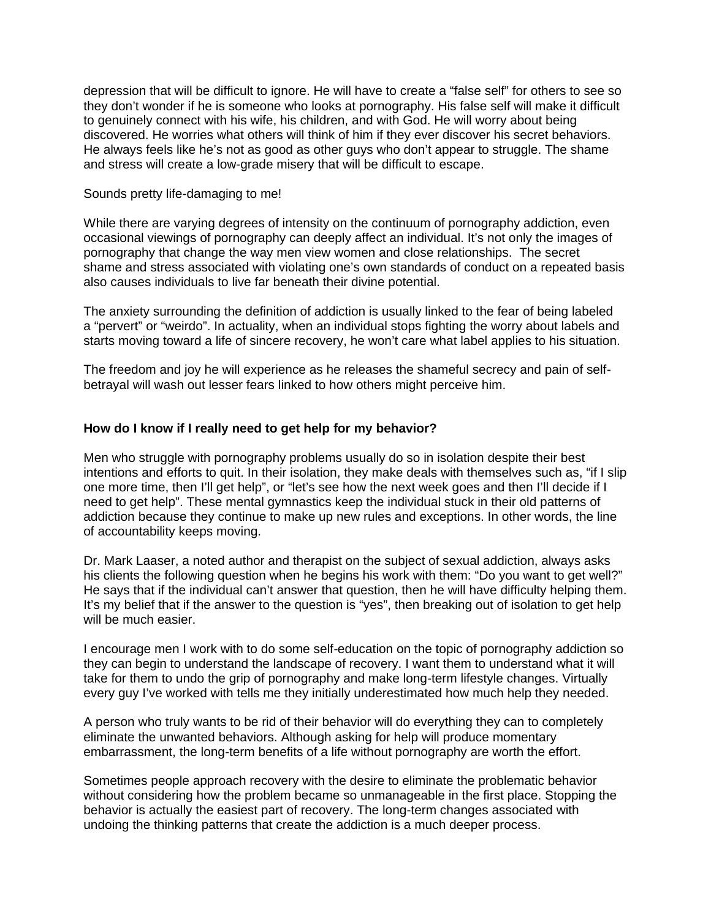depression that will be difficult to ignore. He will have to create a "false self" for others to see so they don't wonder if he is someone who looks at pornography. His false self will make it difficult to genuinely connect with his wife, his children, and with God. He will worry about being discovered. He worries what others will think of him if they ever discover his secret behaviors. He always feels like he's not as good as other guys who don't appear to struggle. The shame and stress will create a low-grade misery that will be difficult to escape.

Sounds pretty life-damaging to me!

While there are varying degrees of intensity on the continuum of pornography addiction, even occasional viewings of pornography can deeply affect an individual. It's not only the images of pornography that change the way men view women and close relationships. The secret shame and stress associated with violating one's own standards of conduct on a repeated basis also causes individuals to live far beneath their divine potential.

The anxiety surrounding the definition of addiction is usually linked to the fear of being labeled a "pervert" or "weirdo". In actuality, when an individual stops fighting the worry about labels and starts moving toward a life of sincere recovery, he won't care what label applies to his situation.

The freedom and joy he will experience as he releases the shameful secrecy and pain of self-betrayal will wash out lesser fears linked to how others might perceive him.

**How do I know if I really need to get help for my behavior?**

Men who struggle with pornography problems usually do so in isolation despite their best intentions and efforts to quit. In their isolation, they make deals with themselves such as, "if I slip one more time, then I'll get help", or "let's see how the next week goes and then I'll decide if I need to get help". These mental gymnastics keep the individual stuck in their old patterns of addiction because they continue to make up new rules and exceptions. In other words, the line of accountability keeps moving.

Dr. Mark Laaser, a noted author and therapist on the subject of sexual addiction, always asks his clients the following question when he begins his work with them: "Do you want to get well?" He says that if the individual can't answer that question, then he will have difficulty helping them. It's my belief that if the answer to the question is "yes", then breaking out of isolation to get help will be much easier.

I encourage men I work with to do some self-education on the topic of pornography addiction so they can begin to understand the landscape of recovery. I want them to understand what it will take for them to undo the grip of pornography and make long-term lifestyle changes. Virtually every guy I've worked with tells me they initially underestimated how much help they needed.

A person who truly wants to be rid of their behavior will do everything they can to completely eliminate the unwanted behaviors. Although asking for help will produce momentary embarrassment, the long-term benefits of a life without pornography are worth the effort.

Sometimes people approach recovery with the desire to eliminate the problematic behavior without considering how the problem became so unmanageable in the first place. Stopping the behavior is actually the easiest part of recovery. The long-term changes associated with undoing the thinking patterns that create the addiction is a much deeper process.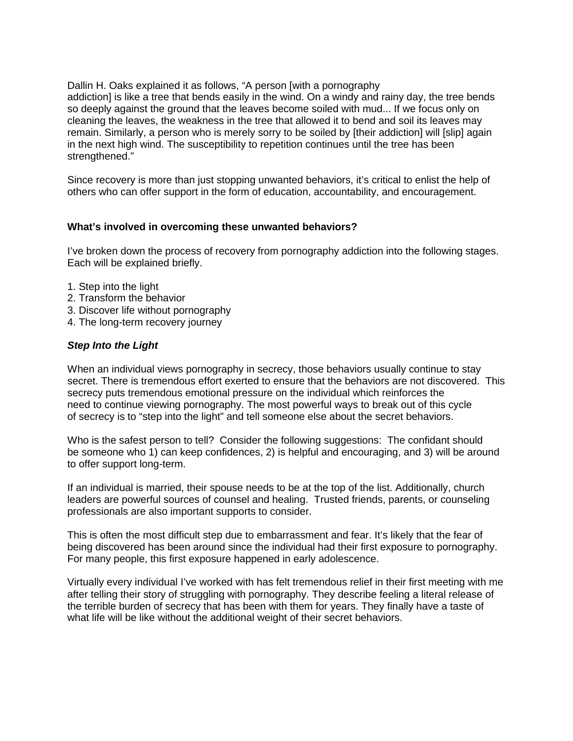Dallin H. Oaks explained it as follows, "A person [with a pornography addiction] is like a tree that bends easily in the wind. On a windy and rainy day, the tree bends so deeply against the ground that the leaves become soiled with mud... If we focus only on cleaning the leaves, the weakness in the tree that allowed it to bend and soil its leaves may remain. Similarly, a person who is merely sorry to be soiled by [their addiction] will [slip] again in the next high wind. The susceptibility to repetition continues until the tree has been strengthened."

Since recovery is more than just stopping unwanted behaviors, it's critical to enlist the help of others who can offer support in the form of education, accountability, and encouragement.

**What's involved in overcoming these unwanted behaviors?**

I've broken down the process of recovery from pornography addiction into the following stages. Each will be explained briefly.

1. Step into the light
2. Transform the behavior
3. Discover life without pornography
4. The long-term recovery journey

***Step Into the Light***

When an individual views pornography in secrecy, those behaviors usually continue to stay secret. There is tremendous effort exerted to ensure that the behaviors are not discovered. This secrecy puts tremendous emotional pressure on the individual which reinforces the need to continue viewing pornography. The most powerful ways to break out of this cycle of secrecy is to "step into the light" and tell someone else about the secret behaviors.

Who is the safest person to tell? Consider the following suggestions: The confidant should be someone who 1) can keep confidences, 2) is helpful and encouraging, and 3) will be around to offer support long-term.

If an individual is married, their spouse needs to be at the top of the list. Additionally, church leaders are powerful sources of counsel and healing. Trusted friends, parents, or counseling professionals are also important supports to consider.

This is often the most difficult step due to embarrassment and fear. It's likely that the fear of being discovered has been around since the individual had their first exposure to pornography. For many people, this first exposure happened in early adolescence.

Virtually every individual I've worked with has felt tremendous relief in their first meeting with me after telling their story of struggling with pornography. They describe feeling a literal release of the terrible burden of secrecy that has been with them for years. They finally have a taste of what life will be like without the additional weight of their secret behaviors.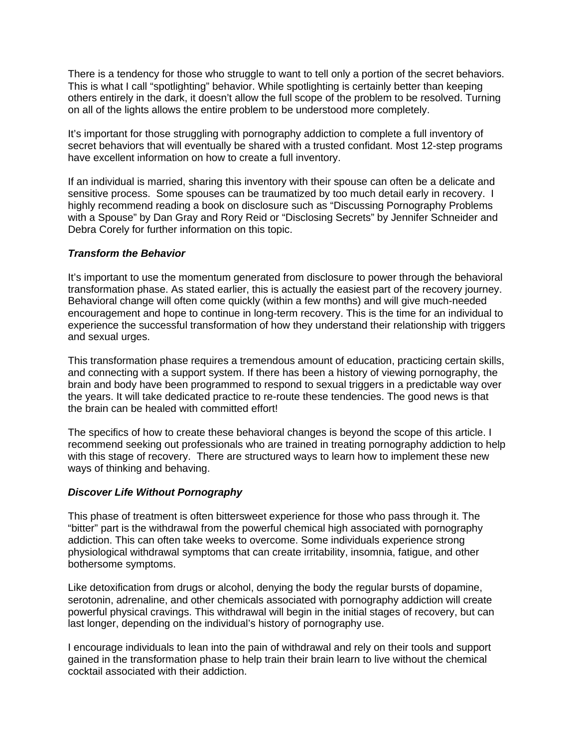There is a tendency for those who struggle to want to tell only a portion of the secret behaviors. This is what I call "spotlighting" behavior. While spotlighting is certainly better than keeping others entirely in the dark, it doesn't allow the full scope of the problem to be resolved. Turning on all of the lights allows the entire problem to be understood more completely.

It's important for those struggling with pornography addiction to complete a full inventory of secret behaviors that will eventually be shared with a trusted confidant. Most 12-step programs have excellent information on how to create a full inventory.

If an individual is married, sharing this inventory with their spouse can often be a delicate and sensitive process. Some spouses can be traumatized by too much detail early in recovery. I highly recommend reading a book on disclosure such as "Discussing Pornography Problems with a Spouse" by Dan Gray and Rory Reid or "Disclosing Secrets" by Jennifer Schneider and Debra Corely for further information on this topic.

***Transform the Behavior***

It's important to use the momentum generated from disclosure to power through the behavioral transformation phase. As stated earlier, this is actually the easiest part of the recovery journey. Behavioral change will often come quickly (within a few months) and will give much-needed encouragement and hope to continue in long-term recovery. This is the time for an individual to experience the successful transformation of how they understand their relationship with triggers and sexual urges.

This transformation phase requires a tremendous amount of education, practicing certain skills, and connecting with a support system. If there has been a history of viewing pornography, the brain and body have been programmed to respond to sexual triggers in a predictable way over the years. It will take dedicated practice to re-route these tendencies. The good news is that the brain can be healed with committed effort!

The specifics of how to create these behavioral changes is beyond the scope of this article. I recommend seeking out professionals who are trained in treating pornography addiction to help with this stage of recovery. There are structured ways to learn how to implement these new ways of thinking and behaving.

***Discover Life Without Pornography***

This phase of treatment is often bittersweet experience for those who pass through it. The "bitter" part is the withdrawal from the powerful chemical high associated with pornography addiction. This can often take weeks to overcome. Some individuals experience strong physiological withdrawal symptoms that can create irritability, insomnia, fatigue, and other bothersome symptoms.

Like detoxification from drugs or alcohol, denying the body the regular bursts of dopamine, serotonin, adrenaline, and other chemicals associated with pornography addiction will create powerful physical cravings. This withdrawal will begin in the initial stages of recovery, but can last longer, depending on the individual's history of pornography use.

I encourage individuals to lean into the pain of withdrawal and rely on their tools and support gained in the transformation phase to help train their brain learn to live without the chemical cocktail associated with their addiction.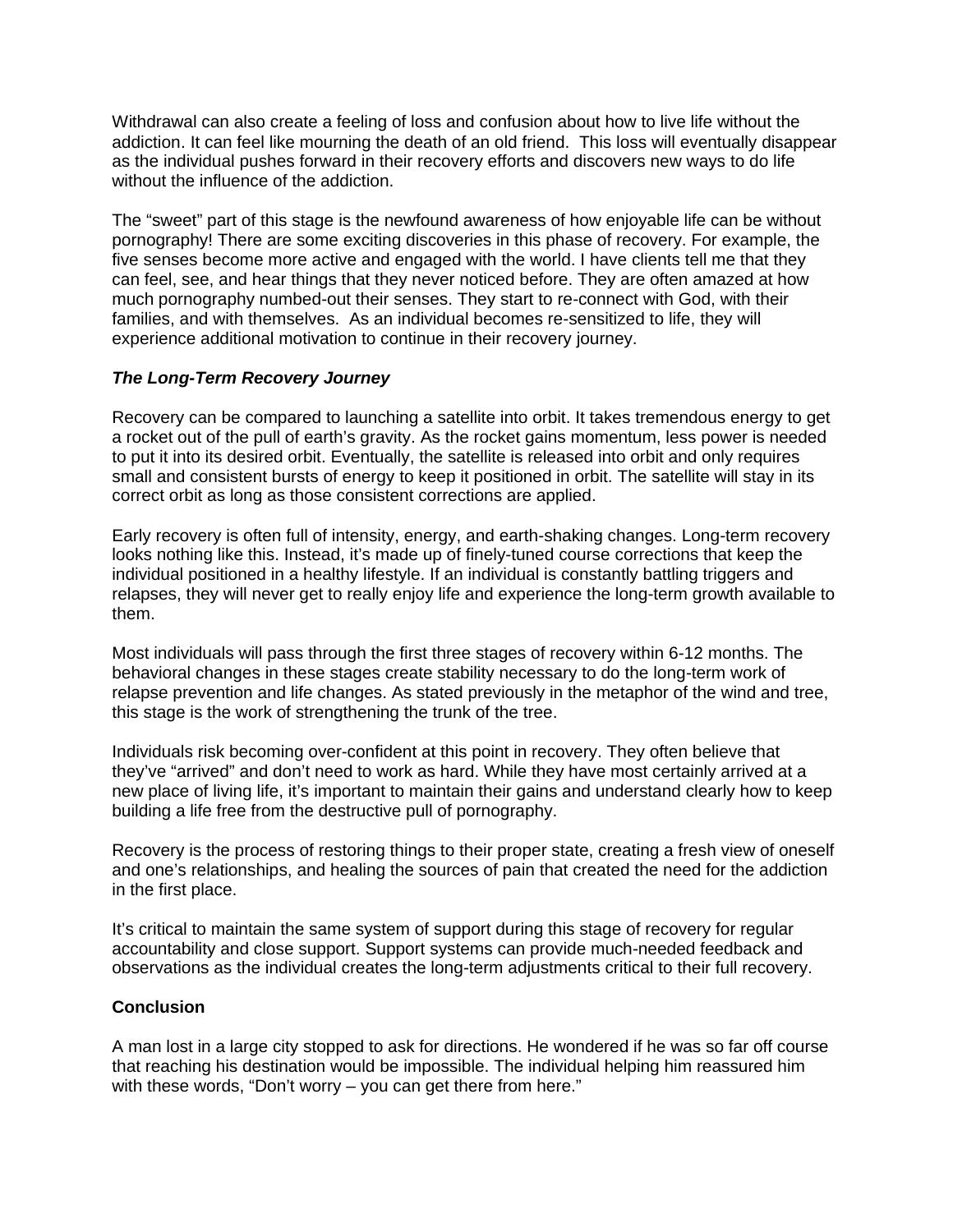Withdrawal can also create a feeling of loss and confusion about how to live life without the addiction. It can feel like mourning the death of an old friend. This loss will eventually disappear as the individual pushes forward in their recovery efforts and discovers new ways to do life without the influence of the addiction.

The "sweet" part of this stage is the newfound awareness of how enjoyable life can be without pornography! There are some exciting discoveries in this phase of recovery. For example, the five senses become more active and engaged with the world. I have clients tell me that they can feel, see, and hear things that they never noticed before. They are often amazed at how much pornography numbed-out their senses. They start to re-connect with God, with their families, and with themselves. As an individual becomes re-sensitized to life, they will experience additional motivation to continue in their recovery journey.

### *The Long-Term Recovery Journey*

Recovery can be compared to launching a satellite into orbit. It takes tremendous energy to get a rocket out of the pull of earth's gravity. As the rocket gains momentum, less power is needed to put it into its desired orbit. Eventually, the satellite is released into orbit and only requires small and consistent bursts of energy to keep it positioned in orbit. The satellite will stay in its correct orbit as long as those consistent corrections are applied.

Early recovery is often full of intensity, energy, and earth-shaking changes. Long-term recovery looks nothing like this. Instead, it's made up of finely-tuned course corrections that keep the individual positioned in a healthy lifestyle. If an individual is constantly battling triggers and relapses, they will never get to really enjoy life and experience the long-term growth available to them.

Most individuals will pass through the first three stages of recovery within 6-12 months. The behavioral changes in these stages create stability necessary to do the long-term work of relapse prevention and life changes. As stated previously in the metaphor of the wind and tree, this stage is the work of strengthening the trunk of the tree.

Individuals risk becoming over-confident at this point in recovery. They often believe that they've "arrived" and don't need to work as hard. While they have most certainly arrived at a new place of living life, it's important to maintain their gains and understand clearly how to keep building a life free from the destructive pull of pornography.

Recovery is the process of restoring things to their proper state, creating a fresh view of oneself and one's relationships, and healing the sources of pain that created the need for the addiction in the first place.

It's critical to maintain the same system of support during this stage of recovery for regular accountability and close support. Support systems can provide much-needed feedback and observations as the individual creates the long-term adjustments critical to their full recovery.

### **Conclusion**

A man lost in a large city stopped to ask for directions. He wondered if he was so far off course that reaching his destination would be impossible. The individual helping him reassured him with these words, "Don't worry – you can get there from here."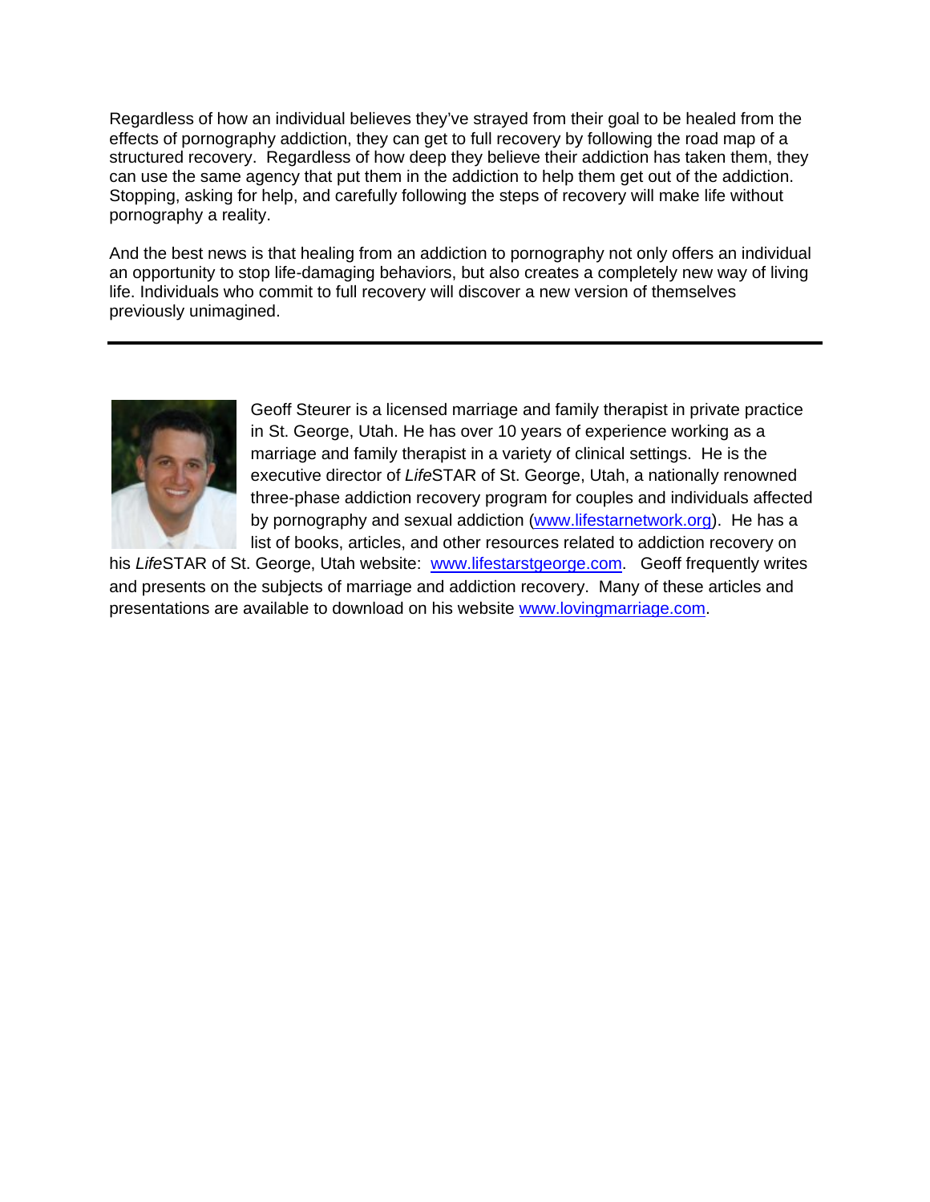Regardless of how an individual believes they've strayed from their goal to be healed from the effects of pornography addiction, they can get to full recovery by following the road map of a structured recovery. Regardless of how deep they believe their addiction has taken them, they can use the same agency that put them in the addiction to help them get out of the addiction. Stopping, asking for help, and carefully following the steps of recovery will make life without pornography a reality.

And the best news is that healing from an addiction to pornography not only offers an individual an opportunity to stop life-damaging behaviors, but also creates a completely new way of living life. Individuals who commit to full recovery will discover a new version of themselves previously unimagined.

---

Geoff Steurer is a licensed marriage and family therapist in private practice in St. George, Utah. He has over 10 years of experience working as a marriage and family therapist in a variety of clinical settings. He is the executive director of *Life*STAR of St. George, Utah, a nationally renowned three-phase addiction recovery program for couples and individuals affected by pornography and sexual addiction (www.lifestarnetwork.org). He has a list of books, articles, and other resources related to addiction recovery on his *Life*STAR of St. George, Utah website: www.lifestarstgeorge.com. Geoff frequently writes and presents on the subjects of marriage and addiction recovery. Many of these articles and presentations are available to download on his website www.lovingmarriage.com.